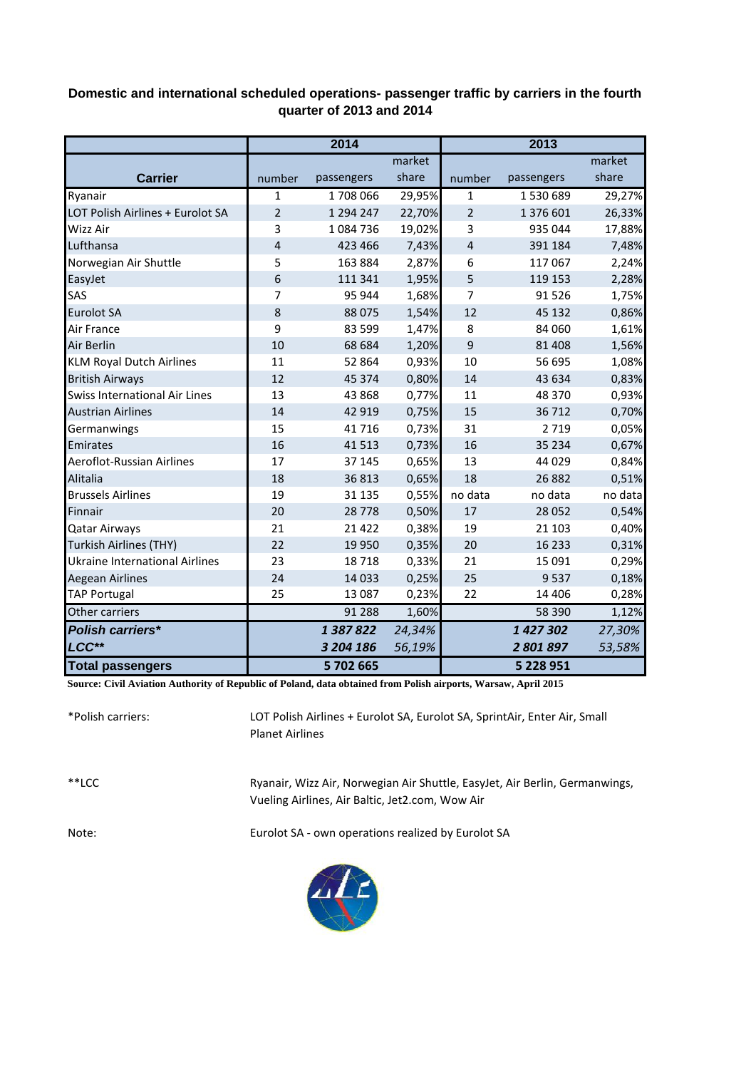# Domestic and international scheduled operations- passenger traffic by carriers in the fourth quarter of 2013 and 2014

| Carrier | 2014 | | | 2013 | | |
|---|---|---|---|---|---|---|
| | number | passengers | market share | number | passengers | market share |
| Ryanair | 1 | 1 708 066 | 29,95% | 1 | 1 530 689 | 29,27% |
| LOT Polish Airlines + Eurolot SA | 2 | 1 294 247 | 22,70% | 2 | 1 376 601 | 26,33% |
| Wizz Air | 3 | 1 084 736 | 19,02% | 3 | 935 044 | 17,88% |
| Lufthansa | 4 | 423 466 | 7,43% | 4 | 391 184 | 7,48% |
| Norwegian Air Shuttle | 5 | 163 884 | 2,87% | 6 | 117 067 | 2,24% |
| EasyJet | 6 | 111 341 | 1,95% | 5 | 119 153 | 2,28% |
| SAS | 7 | 95 944 | 1,68% | 7 | 91 526 | 1,75% |
| Eurolot SA | 8 | 88 075 | 1,54% | 12 | 45 132 | 0,86% |
| Air France | 9 | 83 599 | 1,47% | 8 | 84 060 | 1,61% |
| Air Berlin | 10 | 68 684 | 1,20% | 9 | 81 408 | 1,56% |
| KLM Royal Dutch Airlines | 11 | 52 864 | 0,93% | 10 | 56 695 | 1,08% |
| British Airways | 12 | 45 374 | 0,80% | 14 | 43 634 | 0,83% |
| Swiss International Air Lines | 13 | 43 868 | 0,77% | 11 | 48 370 | 0,93% |
| Austrian Airlines | 14 | 42 919 | 0,75% | 15 | 36 712 | 0,70% |
| Germanwings | 15 | 41 716 | 0,73% | 31 | 2 719 | 0,05% |
| Emirates | 16 | 41 513 | 0,73% | 16 | 35 234 | 0,67% |
| Aeroflot-Russian Airlines | 17 | 37 145 | 0,65% | 13 | 44 029 | 0,84% |
| Alitalia | 18 | 36 813 | 0,65% | 18 | 26 882 | 0,51% |
| Brussels Airlines | 19 | 31 135 | 0,55% | no data | no data | no data |
| Finnair | 20 | 28 778 | 0,50% | 17 | 28 052 | 0,54% |
| Qatar Airways | 21 | 21 422 | 0,38% | 19 | 21 103 | 0,40% |
| Turkish Airlines (THY) | 22 | 19 950 | 0,35% | 20 | 16 233 | 0,31% |
| Ukraine International Airlines | 23 | 18 718 | 0,33% | 21 | 15 091 | 0,29% |
| Aegean Airlines | 24 | 14 033 | 0,25% | 25 | 9 537 | 0,18% |
| TAP Portugal | 25 | 13 087 | 0,23% | 22 | 14 406 | 0,28% |
| Other carriers | | 91 288 | 1,60% | | 58 390 | 1,12% |
| ***Polish carriers**** | | ***1 387 822*** | *24,34%* | | ***1 427 302*** | *27,30%* |
| ***LCC***** | | ***3 204 186*** | *56,19%* | | ***2 801 897*** | *53,58%* |
| **Total passengers** | | **5 702 665** | | | **5 228 951** | |

**Source: Civil Aviation Authority of Republic of Poland, data obtained from Polish airports, Warsaw, April 2015**

*Polish carriers: LOT Polish Airlines + Eurolot SA, Eurolot SA, SprintAir, Enter Air, Small Planet Airlines

**LCC: Ryanair, Wizz Air, Norwegian Air Shuttle, EasyJet, Air Berlin, Germanwings, Vueling Airlines, Air Baltic, Jet2.com, Wow Air

Note: Eurolot SA - own operations realized by Eurolot SA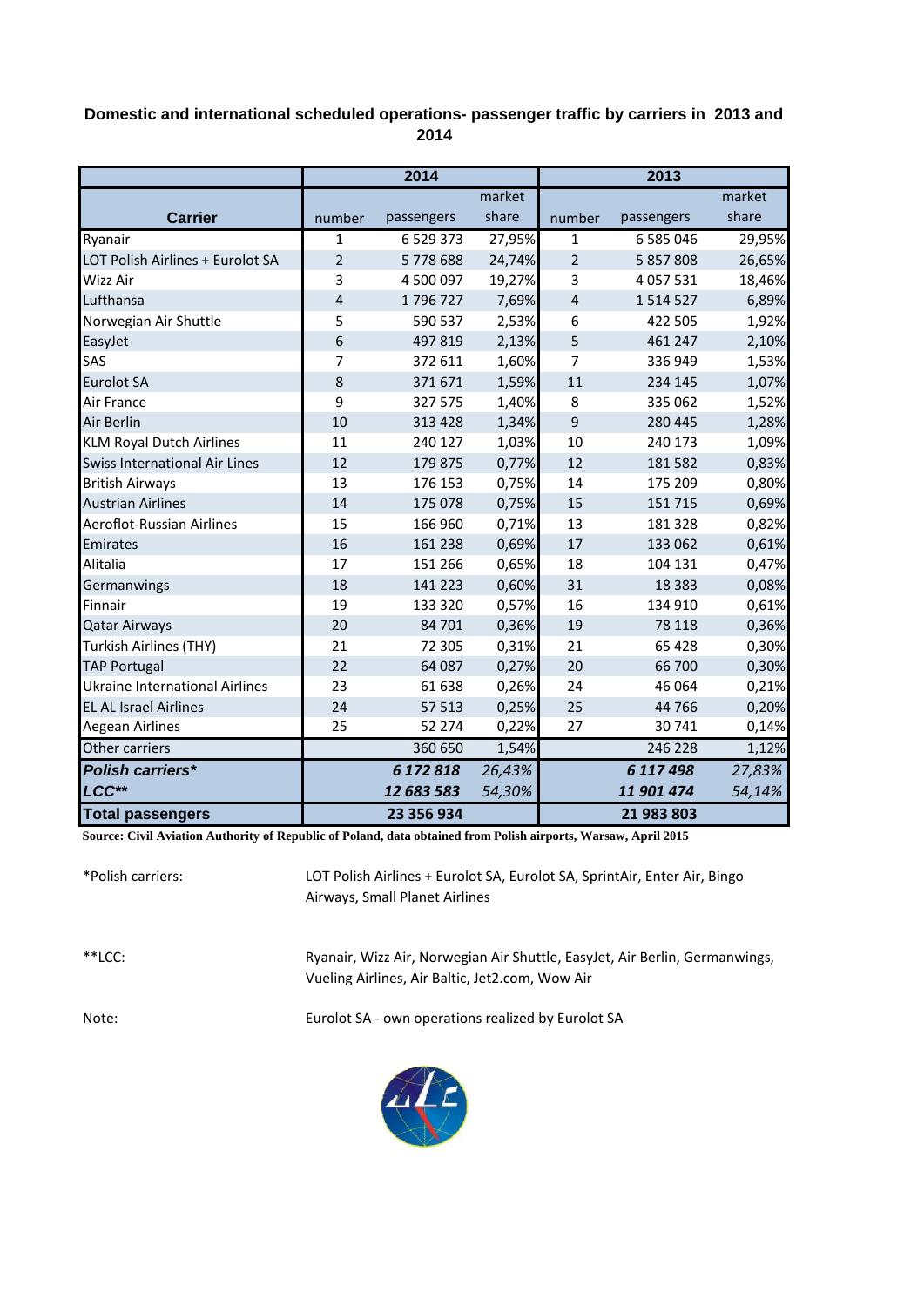## Domestic and international scheduled operations- passenger traffic by carriers in 2013 and 2014

| | 2014 | | | 2013 | | |
|---|---|---|---|---|---|---|
| **Carrier** | number | passengers | market share | number | passengers | market share |
| Ryanair | 1 | 6 529 373 | 27,95% | 1 | 6 585 046 | 29,95% |
| LOT Polish Airlines + Eurolot SA | 2 | 5 778 688 | 24,74% | 2 | 5 857 808 | 26,65% |
| Wizz Air | 3 | 4 500 097 | 19,27% | 3 | 4 057 531 | 18,46% |
| Lufthansa | 4 | 1 796 727 | 7,69% | 4 | 1 514 527 | 6,89% |
| Norwegian Air Shuttle | 5 | 590 537 | 2,53% | 6 | 422 505 | 1,92% |
| EasyJet | 6 | 497 819 | 2,13% | 5 | 461 247 | 2,10% |
| SAS | 7 | 372 611 | 1,60% | 7 | 336 949 | 1,53% |
| Eurolot SA | 8 | 371 671 | 1,59% | 11 | 234 145 | 1,07% |
| Air France | 9 | 327 575 | 1,40% | 8 | 335 062 | 1,52% |
| Air Berlin | 10 | 313 428 | 1,34% | 9 | 280 445 | 1,28% |
| KLM Royal Dutch Airlines | 11 | 240 127 | 1,03% | 10 | 240 173 | 1,09% |
| Swiss International Air Lines | 12 | 179 875 | 0,77% | 12 | 181 582 | 0,83% |
| British Airways | 13 | 176 153 | 0,75% | 14 | 175 209 | 0,80% |
| Austrian Airlines | 14 | 175 078 | 0,75% | 15 | 151 715 | 0,69% |
| Aeroflot-Russian Airlines | 15 | 166 960 | 0,71% | 13 | 181 328 | 0,82% |
| Emirates | 16 | 161 238 | 0,69% | 17 | 133 062 | 0,61% |
| Alitalia | 17 | 151 266 | 0,65% | 18 | 104 131 | 0,47% |
| Germanwings | 18 | 141 223 | 0,60% | 31 | 18 383 | 0,08% |
| Finnair | 19 | 133 320 | 0,57% | 16 | 134 910 | 0,61% |
| Qatar Airways | 20 | 84 701 | 0,36% | 19 | 78 118 | 0,36% |
| Turkish Airlines (THY) | 21 | 72 305 | 0,31% | 21 | 65 428 | 0,30% |
| TAP Portugal | 22 | 64 087 | 0,27% | 20 | 66 700 | 0,30% |
| Ukraine International Airlines | 23 | 61 638 | 0,26% | 24 | 46 064 | 0,21% |
| EL AL Israel Airlines | 24 | 57 513 | 0,25% | 25 | 44 766 | 0,20% |
| Aegean Airlines | 25 | 52 274 | 0,22% | 27 | 30 741 | 0,14% |
| Other carriers | | 360 650 | 1,54% | | 246 228 | 1,12% |
| ***Polish carriers**** | | ***6 172 818*** | *26,43%* | | ***6 117 498*** | *27,83%* |
| ***LCC***** | | ***12 683 583*** | *54,30%* | | ***11 901 474*** | *54,14%* |
| **Total passengers** | | **23 356 934** | | | **21 983 803** | |

**Source: Civil Aviation Authority of Republic of Poland, data obtained from Polish airports, Warsaw, April 2015**

*Polish carriers: LOT Polish Airlines + Eurolot SA, Eurolot SA, SprintAir, Enter Air, Bingo Airways, Small Planet Airlines

**LCC: Ryanair, Wizz Air, Norwegian Air Shuttle, EasyJet, Air Berlin, Germanwings, Vueling Airlines, Air Baltic, Jet2.com, Wow Air

Note: Eurolot SA - own operations realized by Eurolot SA